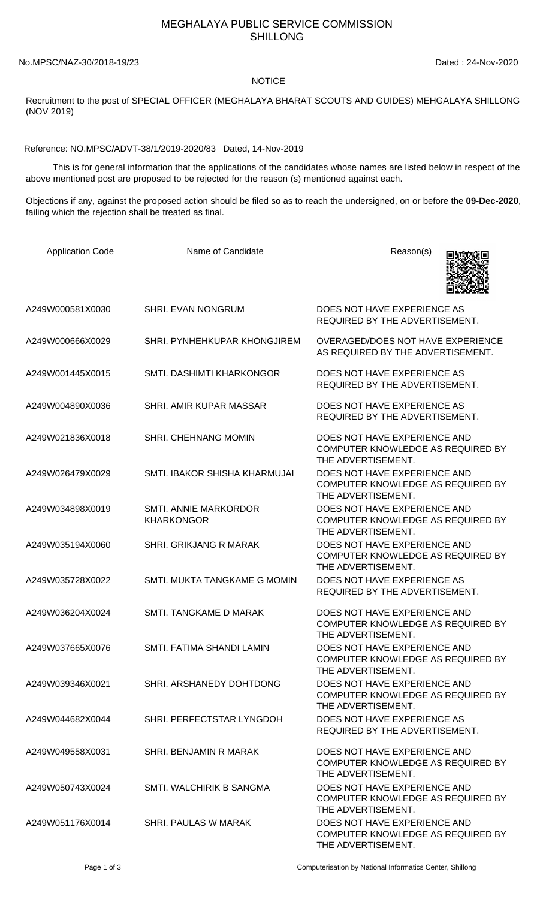# MEGHALAYA PUBLIC SERVICE COMMISSION
## SHILLONG

No.MPSC/NAZ-30/2018-19/23

Dated : 24-Nov-2020

NOTICE

Recruitment to the post of SPECIAL OFFICER (MEGHALAYA BHARAT SCOUTS AND GUIDES) MEHGALAYA SHILLONG (NOV 2019)

Reference: NO.MPSC/ADVT-38/1/2019-2020/83 Dated, 14-Nov-2019

This is for general information that the applications of the candidates whose names are listed below in respect of the above mentioned post are proposed to be rejected for the reason (s) mentioned against each.

Objections if any, against the proposed action should be filed so as to reach the undersigned, on or before the **09-Dec-2020**, failing which the rejection shall be treated as final.

| Application Code | Name of Candidate | Reason(s) |
|---|---|---|
| A249W000581X0030 | SHRI. EVAN NONGRUM | DOES NOT HAVE EXPERIENCE AS REQUIRED BY THE ADVERTISEMENT. |
| A249W000666X0029 | SHRI. PYNHEHKUPAR KHONGJIREM | OVERAGED/DOES NOT HAVE EXPERIENCE AS REQUIRED BY THE ADVERTISEMENT. |
| A249W001445X0015 | SMTI. DASHIMTI KHARKONGOR | DOES NOT HAVE EXPERIENCE AS REQUIRED BY THE ADVERTISEMENT. |
| A249W004890X0036 | SHRI. AMIR KUPAR MASSAR | DOES NOT HAVE EXPERIENCE AS REQUIRED BY THE ADVERTISEMENT. |
| A249W021836X0018 | SHRI. CHEHNANG MOMIN | DOES NOT HAVE EXPERIENCE AND COMPUTER KNOWLEDGE AS REQUIRED BY THE ADVERTISEMENT. |
| A249W026479X0029 | SMTI. IBAKOR SHISHA KHARMUJAI | DOES NOT HAVE EXPERIENCE AND COMPUTER KNOWLEDGE AS REQUIRED BY THE ADVERTISEMENT. |
| A249W034898X0019 | SMTI. ANNIE MARKORDOR KHARKONGOR | DOES NOT HAVE EXPERIENCE AND COMPUTER KNOWLEDGE AS REQUIRED BY THE ADVERTISEMENT. |
| A249W035194X0060 | SHRI. GRIKJANG R MARAK | DOES NOT HAVE EXPERIENCE AND COMPUTER KNOWLEDGE AS REQUIRED BY THE ADVERTISEMENT. |
| A249W035728X0022 | SMTI. MUKTA TANGKAME G MOMIN | DOES NOT HAVE EXPERIENCE AS REQUIRED BY THE ADVERTISEMENT. |
| A249W036204X0024 | SMTI. TANGKAME D MARAK | DOES NOT HAVE EXPERIENCE AND COMPUTER KNOWLEDGE AS REQUIRED BY THE ADVERTISEMENT. |
| A249W037665X0076 | SMTI. FATIMA SHANDI LAMIN | DOES NOT HAVE EXPERIENCE AND COMPUTER KNOWLEDGE AS REQUIRED BY THE ADVERTISEMENT. |
| A249W039346X0021 | SHRI. ARSHANEDY DOHTDONG | DOES NOT HAVE EXPERIENCE AND COMPUTER KNOWLEDGE AS REQUIRED BY THE ADVERTISEMENT. |
| A249W044682X0044 | SHRI. PERFECTSTAR LYNGDOH | DOES NOT HAVE EXPERIENCE AS REQUIRED BY THE ADVERTISEMENT. |
| A249W049558X0031 | SHRI. BENJAMIN R MARAK | DOES NOT HAVE EXPERIENCE AND COMPUTER KNOWLEDGE AS REQUIRED BY THE ADVERTISEMENT. |
| A249W050743X0024 | SMTI. WALCHIRIK B SANGMA | DOES NOT HAVE EXPERIENCE AND COMPUTER KNOWLEDGE AS REQUIRED BY THE ADVERTISEMENT. |
| A249W051176X0014 | SHRI. PAULAS W MARAK | DOES NOT HAVE EXPERIENCE AND COMPUTER KNOWLEDGE AS REQUIRED BY THE ADVERTISEMENT. |

Computerisation by National Informatics Center, Shillong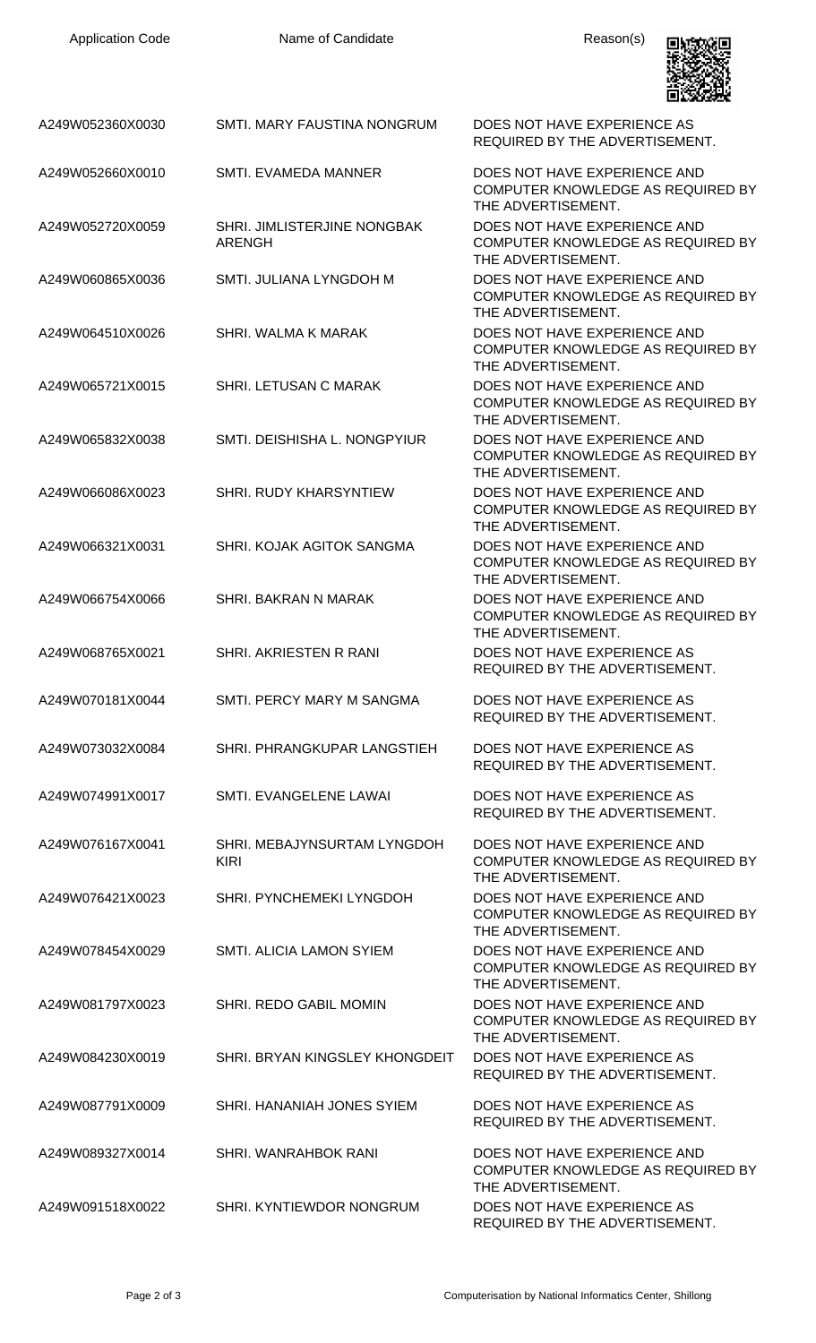| Application Code | Name of Candidate | Reason(s) |
|---|---|---|
| A249W052360X0030 | SMTI. MARY FAUSTINA NONGRUM | DOES NOT HAVE EXPERIENCE AS REQUIRED BY THE ADVERTISEMENT. |
| A249W052660X0010 | SMTI. EVAMEDA MANNER | DOES NOT HAVE EXPERIENCE AND COMPUTER KNOWLEDGE AS REQUIRED BY THE ADVERTISEMENT. |
| A249W052720X0059 | SHRI. JIMLISTERJINE NONGBAK ARENGH | DOES NOT HAVE EXPERIENCE AND COMPUTER KNOWLEDGE AS REQUIRED BY THE ADVERTISEMENT. |
| A249W060865X0036 | SMTI. JULIANA LYNGDOH M | DOES NOT HAVE EXPERIENCE AND COMPUTER KNOWLEDGE AS REQUIRED BY THE ADVERTISEMENT. |
| A249W064510X0026 | SHRI. WALMA K MARAK | DOES NOT HAVE EXPERIENCE AND COMPUTER KNOWLEDGE AS REQUIRED BY THE ADVERTISEMENT. |
| A249W065721X0015 | SHRI. LETUSAN C MARAK | DOES NOT HAVE EXPERIENCE AND COMPUTER KNOWLEDGE AS REQUIRED BY THE ADVERTISEMENT. |
| A249W065832X0038 | SMTI. DEISHISHA L. NONGPYIUR | DOES NOT HAVE EXPERIENCE AND COMPUTER KNOWLEDGE AS REQUIRED BY THE ADVERTISEMENT. |
| A249W066086X0023 | SHRI. RUDY KHARSYNTIEW | DOES NOT HAVE EXPERIENCE AND COMPUTER KNOWLEDGE AS REQUIRED BY THE ADVERTISEMENT. |
| A249W066321X0031 | SHRI. KOJAK AGITOK SANGMA | DOES NOT HAVE EXPERIENCE AND COMPUTER KNOWLEDGE AS REQUIRED BY THE ADVERTISEMENT. |
| A249W066754X0066 | SHRI. BAKRAN N MARAK | DOES NOT HAVE EXPERIENCE AND COMPUTER KNOWLEDGE AS REQUIRED BY THE ADVERTISEMENT. |
| A249W068765X0021 | SHRI. AKRIESTEN R RANI | DOES NOT HAVE EXPERIENCE AS REQUIRED BY THE ADVERTISEMENT. |
| A249W070181X0044 | SMTI. PERCY MARY M SANGMA | DOES NOT HAVE EXPERIENCE AS REQUIRED BY THE ADVERTISEMENT. |
| A249W073032X0084 | SHRI. PHRANGKUPAR LANGSTIEH | DOES NOT HAVE EXPERIENCE AS REQUIRED BY THE ADVERTISEMENT. |
| A249W074991X0017 | SMTI. EVANGELENE LAWAI | DOES NOT HAVE EXPERIENCE AS REQUIRED BY THE ADVERTISEMENT. |
| A249W076167X0041 | SHRI. MEBAJYNSURTAM LYNGDOH KIRI | DOES NOT HAVE EXPERIENCE AND COMPUTER KNOWLEDGE AS REQUIRED BY THE ADVERTISEMENT. |
| A249W076421X0023 | SHRI. PYNCHEMEKI LYNGDOH | DOES NOT HAVE EXPERIENCE AND COMPUTER KNOWLEDGE AS REQUIRED BY THE ADVERTISEMENT. |
| A249W078454X0029 | SMTI. ALICIA LAMON SYIEM | DOES NOT HAVE EXPERIENCE AND COMPUTER KNOWLEDGE AS REQUIRED BY THE ADVERTISEMENT. |
| A249W081797X0023 | SHRI. REDO GABIL MOMIN | DOES NOT HAVE EXPERIENCE AND COMPUTER KNOWLEDGE AS REQUIRED BY THE ADVERTISEMENT. |
| A249W084230X0019 | SHRI. BRYAN KINGSLEY KHONGDEIT | DOES NOT HAVE EXPERIENCE AS REQUIRED BY THE ADVERTISEMENT. |
| A249W087791X0009 | SHRI. HANANIAH JONES SYIEM | DOES NOT HAVE EXPERIENCE AS REQUIRED BY THE ADVERTISEMENT. |
| A249W089327X0014 | SHRI. WANRAHBOK RANI | DOES NOT HAVE EXPERIENCE AND COMPUTER KNOWLEDGE AS REQUIRED BY THE ADVERTISEMENT. |
| A249W091518X0022 | SHRI. KYNTIEWDOR NONGRUM | DOES NOT HAVE EXPERIENCE AS REQUIRED BY THE ADVERTISEMENT. |

Computerisation by National Informatics Center, Shillong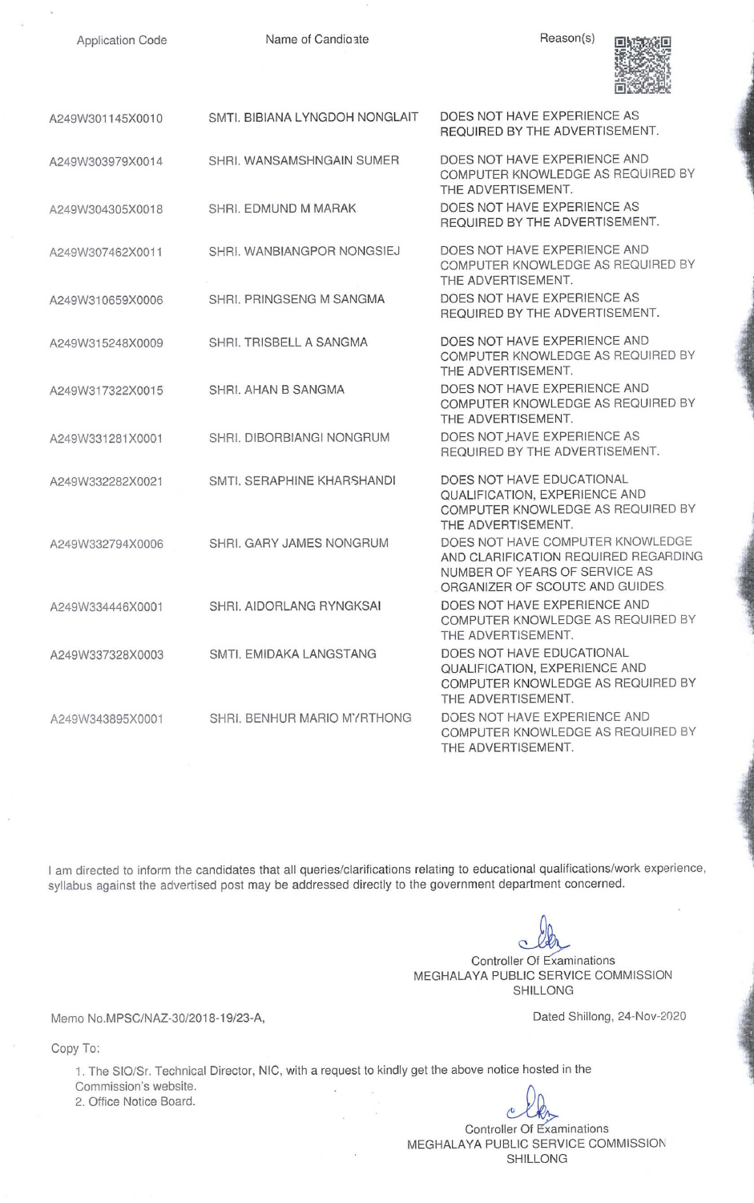| Application Code | Name of Candidate | Reason(s) |
|---|---|---|
| A249W301145X0010 | SMTI. BIBIANA LYNGDOH NONGLAIT | DOES NOT HAVE EXPERIENCE AS REQUIRED BY THE ADVERTISEMENT. |
| A249W303979X0014 | SHRI. WANSAMSHNGAIN SUMER | DOES NOT HAVE EXPERIENCE AND COMPUTER KNOWLEDGE AS REQUIRED BY THE ADVERTISEMENT. |
| A249W304305X0018 | SHRI. EDMUND M MARAK | DOES NOT HAVE EXPERIENCE AS REQUIRED BY THE ADVERTISEMENT. |
| A249W307462X0011 | SHRI. WANBIANGPOR NONGSIEJ | DOES NOT HAVE EXPERIENCE AND COMPUTER KNOWLEDGE AS REQUIRED BY THE ADVERTISEMENT. |
| A249W310659X0006 | SHRI. PRINGSENG M SANGMA | DOES NOT HAVE EXPERIENCE AS REQUIRED BY THE ADVERTISEMENT. |
| A249W315248X0009 | SHRI. TRISBELL A SANGMA | DOES NOT HAVE EXPERIENCE AND COMPUTER KNOWLEDGE AS REQUIRED BY THE ADVERTISEMENT. |
| A249W317322X0015 | SHRI. AHAN B SANGMA | DOES NOT HAVE EXPERIENCE AND COMPUTER KNOWLEDGE AS REQUIRED BY THE ADVERTISEMENT. |
| A249W331281X0001 | SHRI. DIBORBIANGI NONGRUM | DOES NOT HAVE EXPERIENCE AS REQUIRED BY THE ADVERTISEMENT. |
| A249W332282X0021 | SMTI. SERAPHINE KHARSHANDI | DOES NOT HAVE EDUCATIONAL QUALIFICATION, EXPERIENCE AND COMPUTER KNOWLEDGE AS REQUIRED BY THE ADVERTISEMENT. |
| A249W332794X0006 | SHRI. GARY JAMES NONGRUM | DOES NOT HAVE COMPUTER KNOWLEDGE AND CLARIFICATION REQUIRED REGARDING NUMBER OF YEARS OF SERVICE AS ORGANIZER OF SCOUTS AND GUIDES. |
| A249W334446X0001 | SHRI. AIDORLANG RYNGKSAI | DOES NOT HAVE EXPERIENCE AND COMPUTER KNOWLEDGE AS REQUIRED BY THE ADVERTISEMENT. |
| A249W337328X0003 | SMTI. EMIDAKA LANGSTANG | DOES NOT HAVE EDUCATIONAL QUALIFICATION, EXPERIENCE AND COMPUTER KNOWLEDGE AS REQUIRED BY THE ADVERTISEMENT. |
| A249W343895X0001 | SHRI. BENHUR MARIO MYRTHONG | DOES NOT HAVE EXPERIENCE AND COMPUTER KNOWLEDGE AS REQUIRED BY THE ADVERTISEMENT. |

I am directed to inform the candidates that all queries/clarifications relating to educational qualifications/work experience, syllabus against the advertised post may be addressed directly to the government department concerned.

Controller Of Examinations
MEGHALAYA PUBLIC SERVICE COMMISSION
SHILLONG

Memo No.MPSC/NAZ-30/2018-19/23-A,

Dated Shillong, 24-Nov-2020

Copy To:

1. The SIO/Sr. Technical Director, NIC, with a request to kindly get the above notice hosted in the Commission's website.
2. Office Notice Board.

Controller Of Examinations
MEGHALAYA PUBLIC SERVICE COMMISSION
SHILLONG